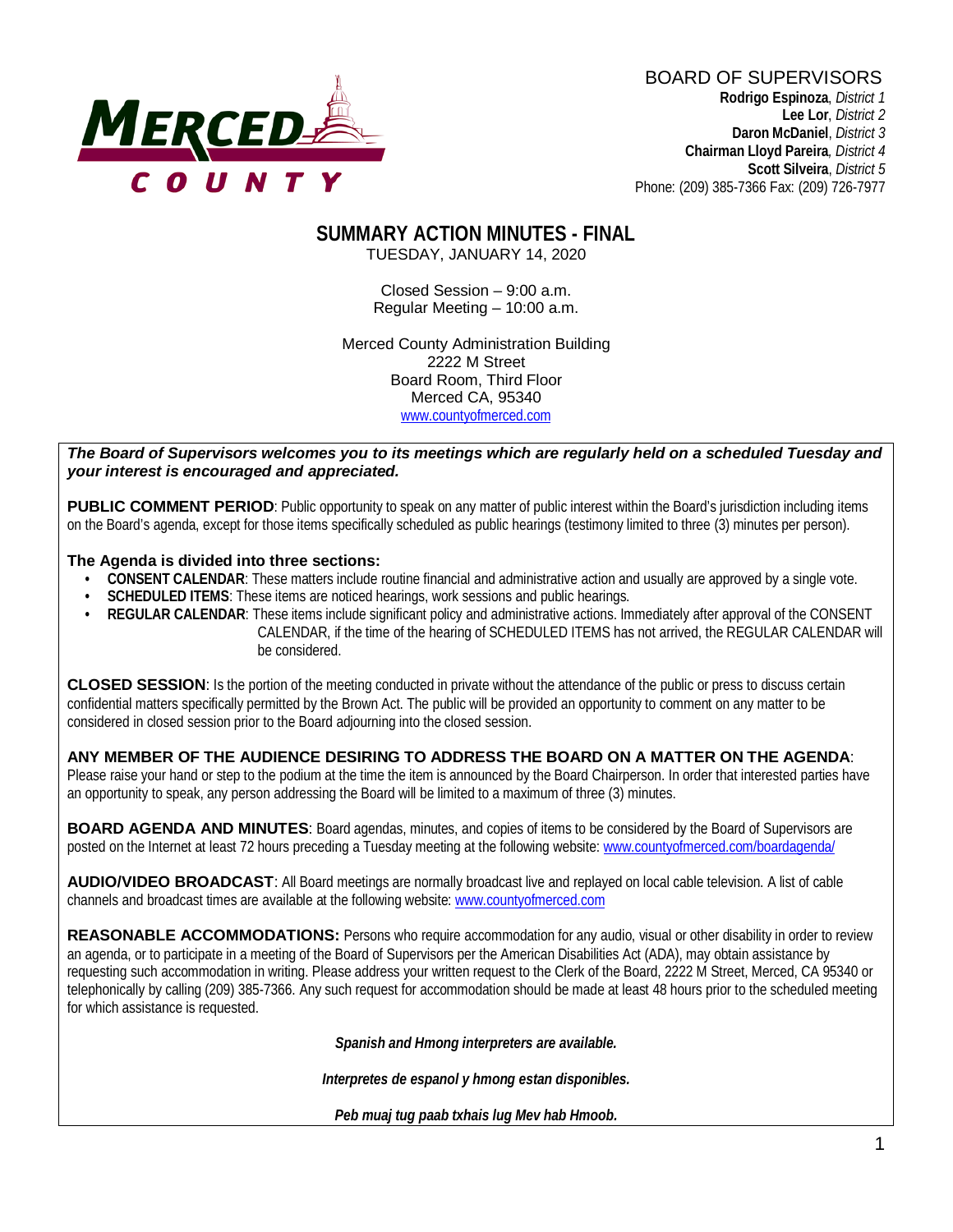MERCED COUNTY

BOARD OF SUPERVISORS

**Rodrigo Espinoza**, *District 1*
**Lee Lor**, *District 2*
**Daron McDaniel**, *District 3*
**Chairman Lloyd Pareira**, *District 4*
**Scott Silveira**, *District 5*
Phone: (209) 385-7366 Fax: (209) 726-7977

# SUMMARY ACTION MINUTES - FINAL

TUESDAY, JANUARY 14, 2020

Closed Session – 9:00 a.m.
Regular Meeting – 10:00 a.m.

Merced County Administration Building
2222 M Street
Board Room, Third Floor
Merced CA, 95340
www.countyofmerced.com

***The Board of Supervisors welcomes you to its meetings which are regularly held on a scheduled Tuesday and your interest is encouraged and appreciated.***

**PUBLIC COMMENT PERIOD**: Public opportunity to speak on any matter of public interest within the Board's jurisdiction including items on the Board's agenda, except for those items specifically scheduled as public hearings (testimony limited to three (3) minutes per person).

**The Agenda is divided into three sections:**

- **CONSENT CALENDAR**: These matters include routine financial and administrative action and usually are approved by a single vote.
- **SCHEDULED ITEMS**: These items are noticed hearings, work sessions and public hearings.
- **REGULAR CALENDAR**: These items include significant policy and administrative actions. Immediately after approval of the CONSENT CALENDAR, if the time of the hearing of SCHEDULED ITEMS has not arrived, the REGULAR CALENDAR will be considered.

**CLOSED SESSION**: Is the portion of the meeting conducted in private without the attendance of the public or press to discuss certain confidential matters specifically permitted by the Brown Act. The public will be provided an opportunity to comment on any matter to be considered in closed session prior to the Board adjourning into the closed session.

**ANY MEMBER OF THE AUDIENCE DESIRING TO ADDRESS THE BOARD ON A MATTER ON THE AGENDA**: Please raise your hand or step to the podium at the time the item is announced by the Board Chairperson. In order that interested parties have an opportunity to speak, any person addressing the Board will be limited to a maximum of three (3) minutes.

**BOARD AGENDA AND MINUTES**: Board agendas, minutes, and copies of items to be considered by the Board of Supervisors are posted on the Internet at least 72 hours preceding a Tuesday meeting at the following website: www.countyofmerced.com/boardagenda/

**AUDIO/VIDEO BROADCAST**: All Board meetings are normally broadcast live and replayed on local cable television. A list of cable channels and broadcast times are available at the following website: www.countyofmerced.com

**REASONABLE ACCOMMODATIONS:** Persons who require accommodation for any audio, visual or other disability in order to review an agenda, or to participate in a meeting of the Board of Supervisors per the American Disabilities Act (ADA), may obtain assistance by requesting such accommodation in writing. Please address your written request to the Clerk of the Board, 2222 M Street, Merced, CA 95340 or telephonically by calling (209) 385-7366. Any such request for accommodation should be made at least 48 hours prior to the scheduled meeting for which assistance is requested.

***Spanish and Hmong interpreters are available.***

***Interpretes de espanol y hmong estan disponibles.***

***Peb muaj tug paab txhais lug Mev hab Hmoob.***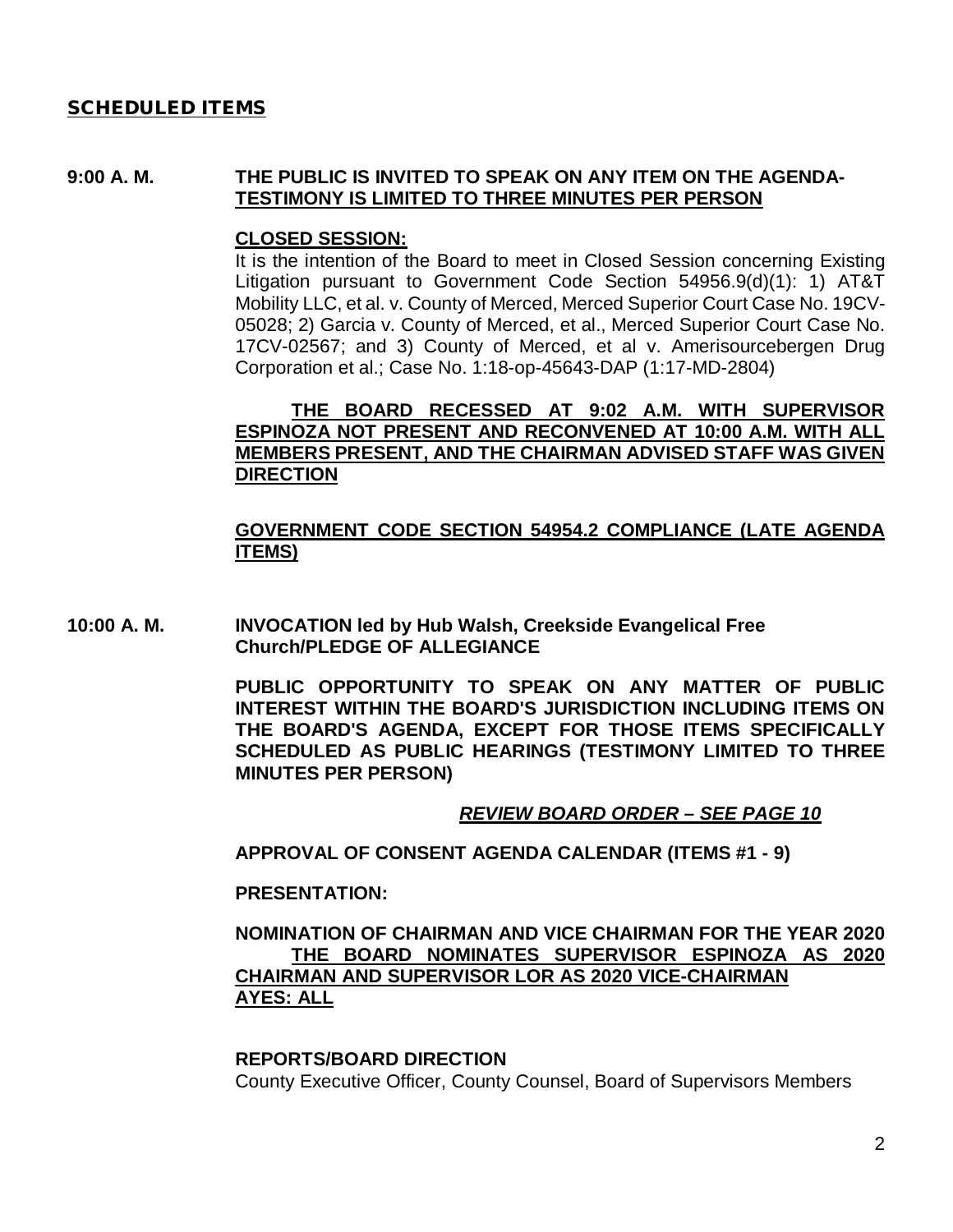## SCHEDULED ITEMS

**9:00 A. M.** **THE PUBLIC IS INVITED TO SPEAK ON ANY ITEM ON THE AGENDA-** **TESTIMONY IS LIMITED TO THREE MINUTES PER PERSON**

**CLOSED SESSION:**

It is the intention of the Board to meet in Closed Session concerning Existing Litigation pursuant to Government Code Section 54956.9(d)(1): 1) AT&T Mobility LLC, et al. v. County of Merced, Merced Superior Court Case No. 19CV-05028; 2) Garcia v. County of Merced, et al., Merced Superior Court Case No. 17CV-02567; and 3) County of Merced, et al v. Amerisourcebergen Drug Corporation et al.; Case No. 1:18-op-45643-DAP (1:17-MD-2804)

**THE BOARD RECESSED AT 9:02 A.M. WITH SUPERVISOR ESPINOZA NOT PRESENT AND RECONVENED AT 10:00 A.M. WITH ALL MEMBERS PRESENT, AND THE CHAIRMAN ADVISED STAFF WAS GIVEN DIRECTION**

**GOVERNMENT CODE SECTION 54954.2 COMPLIANCE (LATE AGENDA ITEMS)**

**10:00 A. M.** **INVOCATION led by Hub Walsh, Creekside Evangelical Free Church/PLEDGE OF ALLEGIANCE**

**PUBLIC OPPORTUNITY TO SPEAK ON ANY MATTER OF PUBLIC INTEREST WITHIN THE BOARD'S JURISDICTION INCLUDING ITEMS ON THE BOARD'S AGENDA, EXCEPT FOR THOSE ITEMS SPECIFICALLY SCHEDULED AS PUBLIC HEARINGS (TESTIMONY LIMITED TO THREE MINUTES PER PERSON)**

***REVIEW BOARD ORDER – SEE PAGE 10***

**APPROVAL OF CONSENT AGENDA CALENDAR (ITEMS #1 - 9)**

**PRESENTATION:**

**NOMINATION OF CHAIRMAN AND VICE CHAIRMAN FOR THE YEAR 2020**

**THE BOARD NOMINATES SUPERVISOR ESPINOZA AS 2020 CHAIRMAN AND SUPERVISOR LOR AS 2020 VICE-CHAIRMAN**
**AYES: ALL**

**REPORTS/BOARD DIRECTION**

County Executive Officer, County Counsel, Board of Supervisors Members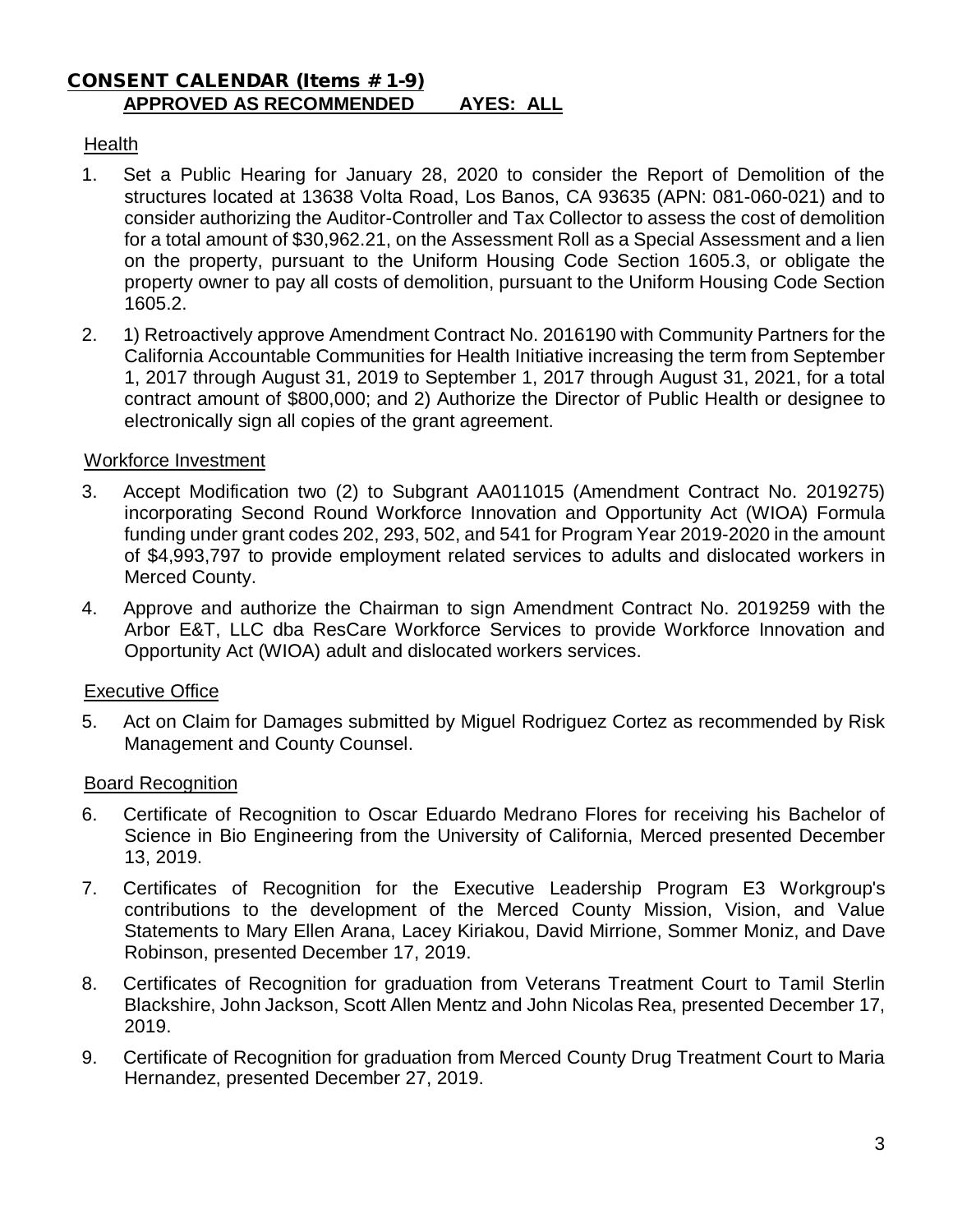## CONSENT CALENDAR (Items # 1-9)

**APPROVED AS RECOMMENDED AYES: ALL**

### Health

1. Set a Public Hearing for January 28, 2020 to consider the Report of Demolition of the structures located at 13638 Volta Road, Los Banos, CA 93635 (APN: 081-060-021) and to consider authorizing the Auditor-Controller and Tax Collector to assess the cost of demolition for a total amount of $30,962.21, on the Assessment Roll as a Special Assessment and a lien on the property, pursuant to the Uniform Housing Code Section 1605.3, or obligate the property owner to pay all costs of demolition, pursuant to the Uniform Housing Code Section 1605.2.

2. 1) Retroactively approve Amendment Contract No. 2016190 with Community Partners for the California Accountable Communities for Health Initiative increasing the term from September 1, 2017 through August 31, 2019 to September 1, 2017 through August 31, 2021, for a total contract amount of $800,000; and 2) Authorize the Director of Public Health or designee to electronically sign all copies of the grant agreement.

### Workforce Investment

3. Accept Modification two (2) to Subgrant AA011015 (Amendment Contract No. 2019275) incorporating Second Round Workforce Innovation and Opportunity Act (WIOA) Formula funding under grant codes 202, 293, 502, and 541 for Program Year 2019-2020 in the amount of $4,993,797 to provide employment related services to adults and dislocated workers in Merced County.

4. Approve and authorize the Chairman to sign Amendment Contract No. 2019259 with the Arbor E&T, LLC dba ResCare Workforce Services to provide Workforce Innovation and Opportunity Act (WIOA) adult and dislocated workers services.

### Executive Office

5. Act on Claim for Damages submitted by Miguel Rodriguez Cortez as recommended by Risk Management and County Counsel.

### Board Recognition

6. Certificate of Recognition to Oscar Eduardo Medrano Flores for receiving his Bachelor of Science in Bio Engineering from the University of California, Merced presented December 13, 2019.

7. Certificates of Recognition for the Executive Leadership Program E3 Workgroup's contributions to the development of the Merced County Mission, Vision, and Value Statements to Mary Ellen Arana, Lacey Kiriakou, David Mirrione, Sommer Moniz, and Dave Robinson, presented December 17, 2019.

8. Certificates of Recognition for graduation from Veterans Treatment Court to Tamil Sterlin Blackshire, John Jackson, Scott Allen Mentz and John Nicolas Rea, presented December 17, 2019.

9. Certificate of Recognition for graduation from Merced County Drug Treatment Court to Maria Hernandez, presented December 27, 2019.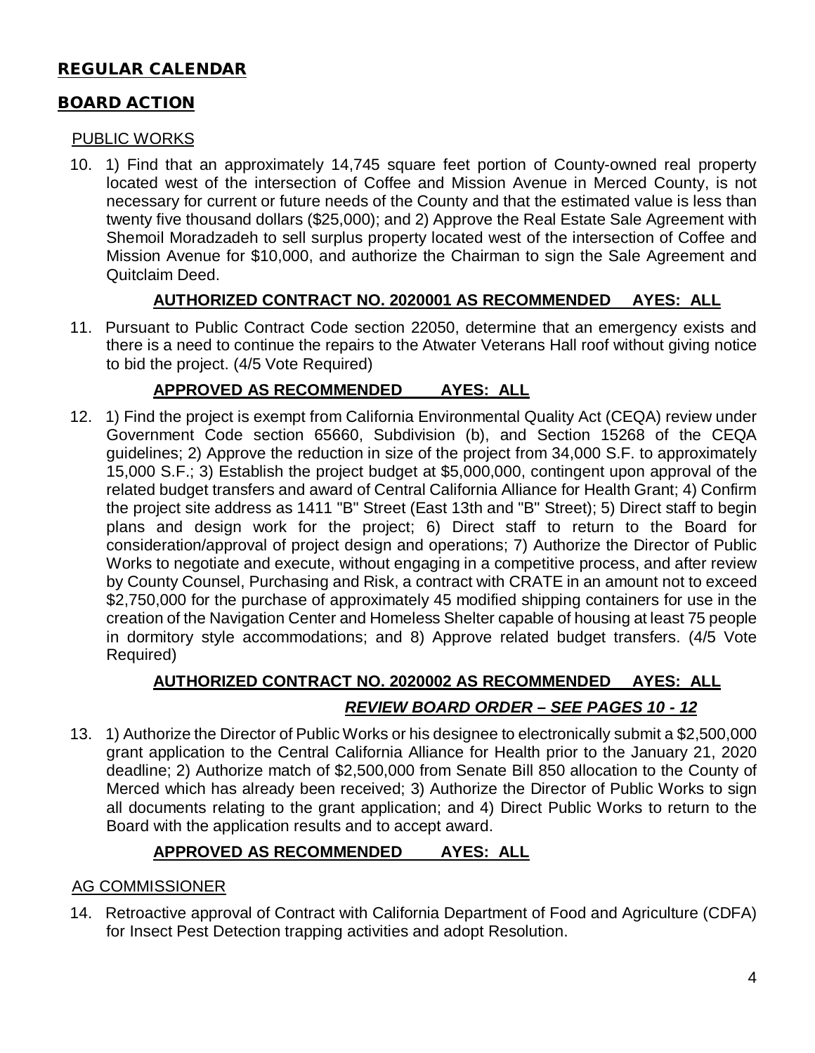## REGULAR CALENDAR

## BOARD ACTION

### PUBLIC WORKS

10. 1) Find that an approximately 14,745 square feet portion of County-owned real property located west of the intersection of Coffee and Mission Avenue in Merced County, is not necessary for current or future needs of the County and that the estimated value is less than twenty five thousand dollars ($25,000); and 2) Approve the Real Estate Sale Agreement with Shemoil Moradzadeh to sell surplus property located west of the intersection of Coffee and Mission Avenue for $10,000, and authorize the Chairman to sign the Sale Agreement and Quitclaim Deed.

    **AUTHORIZED CONTRACT NO. 2020001 AS RECOMMENDED AYES: ALL**

11. Pursuant to Public Contract Code section 22050, determine that an emergency exists and there is a need to continue the repairs to the Atwater Veterans Hall roof without giving notice to bid the project. (4/5 Vote Required)

    **APPROVED AS RECOMMENDED AYES: ALL**

12. 1) Find the project is exempt from California Environmental Quality Act (CEQA) review under Government Code section 65660, Subdivision (b), and Section 15268 of the CEQA guidelines; 2) Approve the reduction in size of the project from 34,000 S.F. to approximately 15,000 S.F.; 3) Establish the project budget at $5,000,000, contingent upon approval of the related budget transfers and award of Central California Alliance for Health Grant; 4) Confirm the project site address as 1411 "B" Street (East 13th and "B" Street); 5) Direct staff to begin plans and design work for the project; 6) Direct staff to return to the Board for consideration/approval of project design and operations; 7) Authorize the Director of Public Works to negotiate and execute, without engaging in a competitive process, and after review by County Counsel, Purchasing and Risk, a contract with CRATE in an amount not to exceed $2,750,000 for the purchase of approximately 45 modified shipping containers for use in the creation of the Navigation Center and Homeless Shelter capable of housing at least 75 people in dormitory style accommodations; and 8) Approve related budget transfers. (4/5 Vote Required)

    **AUTHORIZED CONTRACT NO. 2020002 AS RECOMMENDED AYES: ALL**

    ***REVIEW BOARD ORDER – SEE PAGES 10 - 12***

13. 1) Authorize the Director of Public Works or his designee to electronically submit a $2,500,000 grant application to the Central California Alliance for Health prior to the January 21, 2020 deadline; 2) Authorize match of $2,500,000 from Senate Bill 850 allocation to the County of Merced which has already been received; 3) Authorize the Director of Public Works to sign all documents relating to the grant application; and 4) Direct Public Works to return to the Board with the application results and to accept award.

    **APPROVED AS RECOMMENDED AYES: ALL**

### AG COMMISSIONER

14. Retroactive approval of Contract with California Department of Food and Agriculture (CDFA) for Insect Pest Detection trapping activities and adopt Resolution.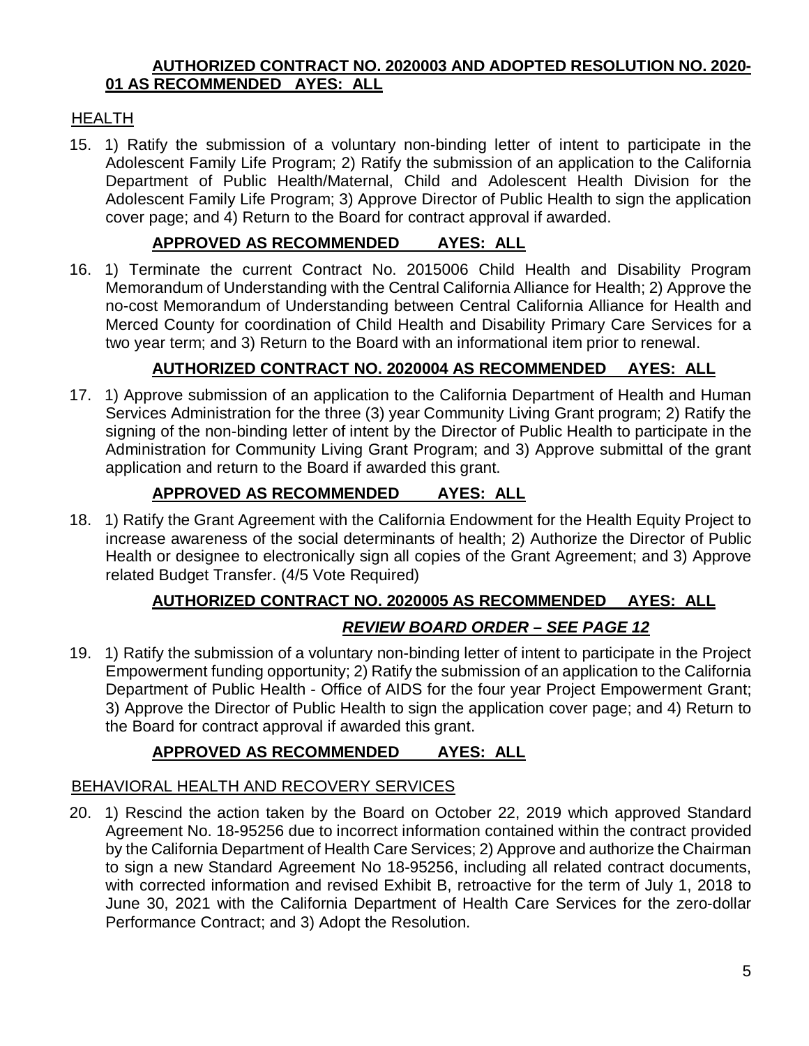**AUTHORIZED CONTRACT NO. 2020003 AND ADOPTED RESOLUTION NO. 2020-01 AS RECOMMENDED AYES: ALL**

HEALTH

15. 1) Ratify the submission of a voluntary non-binding letter of intent to participate in the Adolescent Family Life Program; 2) Ratify the submission of an application to the California Department of Public Health/Maternal, Child and Adolescent Health Division for the Adolescent Family Life Program; 3) Approve Director of Public Health to sign the application cover page; and 4) Return to the Board for contract approval if awarded.

    **APPROVED AS RECOMMENDED AYES: ALL**

16. 1) Terminate the current Contract No. 2015006 Child Health and Disability Program Memorandum of Understanding with the Central California Alliance for Health; 2) Approve the no-cost Memorandum of Understanding between Central California Alliance for Health and Merced County for coordination of Child Health and Disability Primary Care Services for a two year term; and 3) Return to the Board with an informational item prior to renewal.

    **AUTHORIZED CONTRACT NO. 2020004 AS RECOMMENDED AYES: ALL**

17. 1) Approve submission of an application to the California Department of Health and Human Services Administration for the three (3) year Community Living Grant program; 2) Ratify the signing of the non-binding letter of intent by the Director of Public Health to participate in the Administration for Community Living Grant Program; and 3) Approve submittal of the grant application and return to the Board if awarded this grant.

    **APPROVED AS RECOMMENDED AYES: ALL**

18. 1) Ratify the Grant Agreement with the California Endowment for the Health Equity Project to increase awareness of the social determinants of health; 2) Authorize the Director of Public Health or designee to electronically sign all copies of the Grant Agreement; and 3) Approve related Budget Transfer. (4/5 Vote Required)

    **AUTHORIZED CONTRACT NO. 2020005 AS RECOMMENDED AYES: ALL**

    ***REVIEW BOARD ORDER – SEE PAGE 12***

19. 1) Ratify the submission of a voluntary non-binding letter of intent to participate in the Project Empowerment funding opportunity; 2) Ratify the submission of an application to the California Department of Public Health - Office of AIDS for the four year Project Empowerment Grant; 3) Approve the Director of Public Health to sign the application cover page; and 4) Return to the Board for contract approval if awarded this grant.

    **APPROVED AS RECOMMENDED AYES: ALL**

BEHAVIORAL HEALTH AND RECOVERY SERVICES

20. 1) Rescind the action taken by the Board on October 22, 2019 which approved Standard Agreement No. 18-95256 due to incorrect information contained within the contract provided by the California Department of Health Care Services; 2) Approve and authorize the Chairman to sign a new Standard Agreement No 18-95256, including all related contract documents, with corrected information and revised Exhibit B, retroactive for the term of July 1, 2018 to June 30, 2021 with the California Department of Health Care Services for the zero-dollar Performance Contract; and 3) Adopt the Resolution.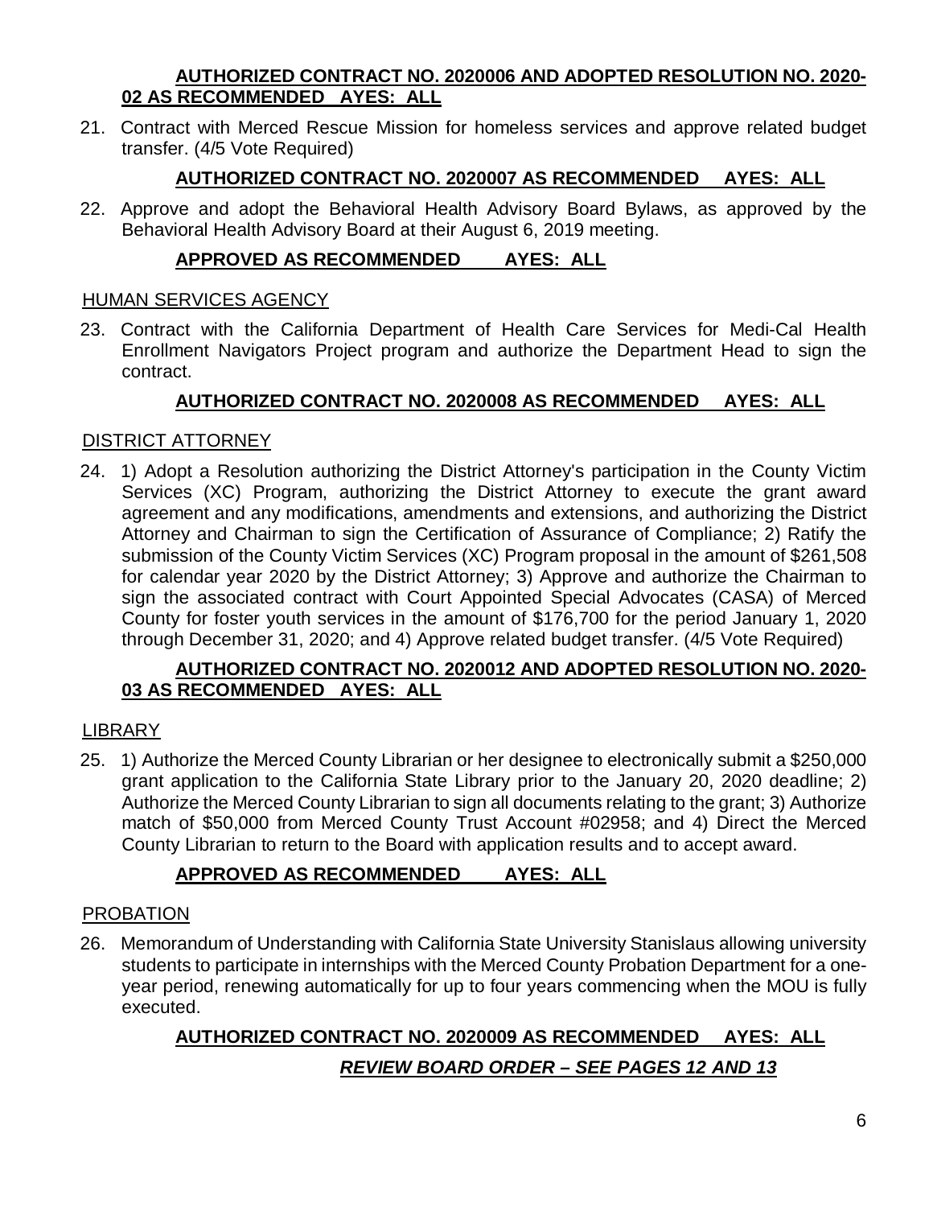**AUTHORIZED CONTRACT NO. 2020006 AND ADOPTED RESOLUTION NO. 2020-02 AS RECOMMENDED AYES: ALL**

21. Contract with Merced Rescue Mission for homeless services and approve related budget transfer. (4/5 Vote Required)

**AUTHORIZED CONTRACT NO. 2020007 AS RECOMMENDED AYES: ALL**

22. Approve and adopt the Behavioral Health Advisory Board Bylaws, as approved by the Behavioral Health Advisory Board at their August 6, 2019 meeting.

**APPROVED AS RECOMMENDED AYES: ALL**

HUMAN SERVICES AGENCY

23. Contract with the California Department of Health Care Services for Medi-Cal Health Enrollment Navigators Project program and authorize the Department Head to sign the contract.

**AUTHORIZED CONTRACT NO. 2020008 AS RECOMMENDED AYES: ALL**

DISTRICT ATTORNEY

24. 1) Adopt a Resolution authorizing the District Attorney's participation in the County Victim Services (XC) Program, authorizing the District Attorney to execute the grant award agreement and any modifications, amendments and extensions, and authorizing the District Attorney and Chairman to sign the Certification of Assurance of Compliance; 2) Ratify the submission of the County Victim Services (XC) Program proposal in the amount of $261,508 for calendar year 2020 by the District Attorney; 3) Approve and authorize the Chairman to sign the associated contract with Court Appointed Special Advocates (CASA) of Merced County for foster youth services in the amount of $176,700 for the period January 1, 2020 through December 31, 2020; and 4) Approve related budget transfer. (4/5 Vote Required)

**AUTHORIZED CONTRACT NO. 2020012 AND ADOPTED RESOLUTION NO. 2020-03 AS RECOMMENDED AYES: ALL**

LIBRARY

25. 1) Authorize the Merced County Librarian or her designee to electronically submit a $250,000 grant application to the California State Library prior to the January 20, 2020 deadline; 2) Authorize the Merced County Librarian to sign all documents relating to the grant; 3) Authorize match of $50,000 from Merced County Trust Account #02958; and 4) Direct the Merced County Librarian to return to the Board with application results and to accept award.

**APPROVED AS RECOMMENDED AYES: ALL**

PROBATION

26. Memorandum of Understanding with California State University Stanislaus allowing university students to participate in internships with the Merced County Probation Department for a one-year period, renewing automatically for up to four years commencing when the MOU is fully executed.

**AUTHORIZED CONTRACT NO. 2020009 AS RECOMMENDED AYES: ALL**

***REVIEW BOARD ORDER – SEE PAGES 12 AND 13***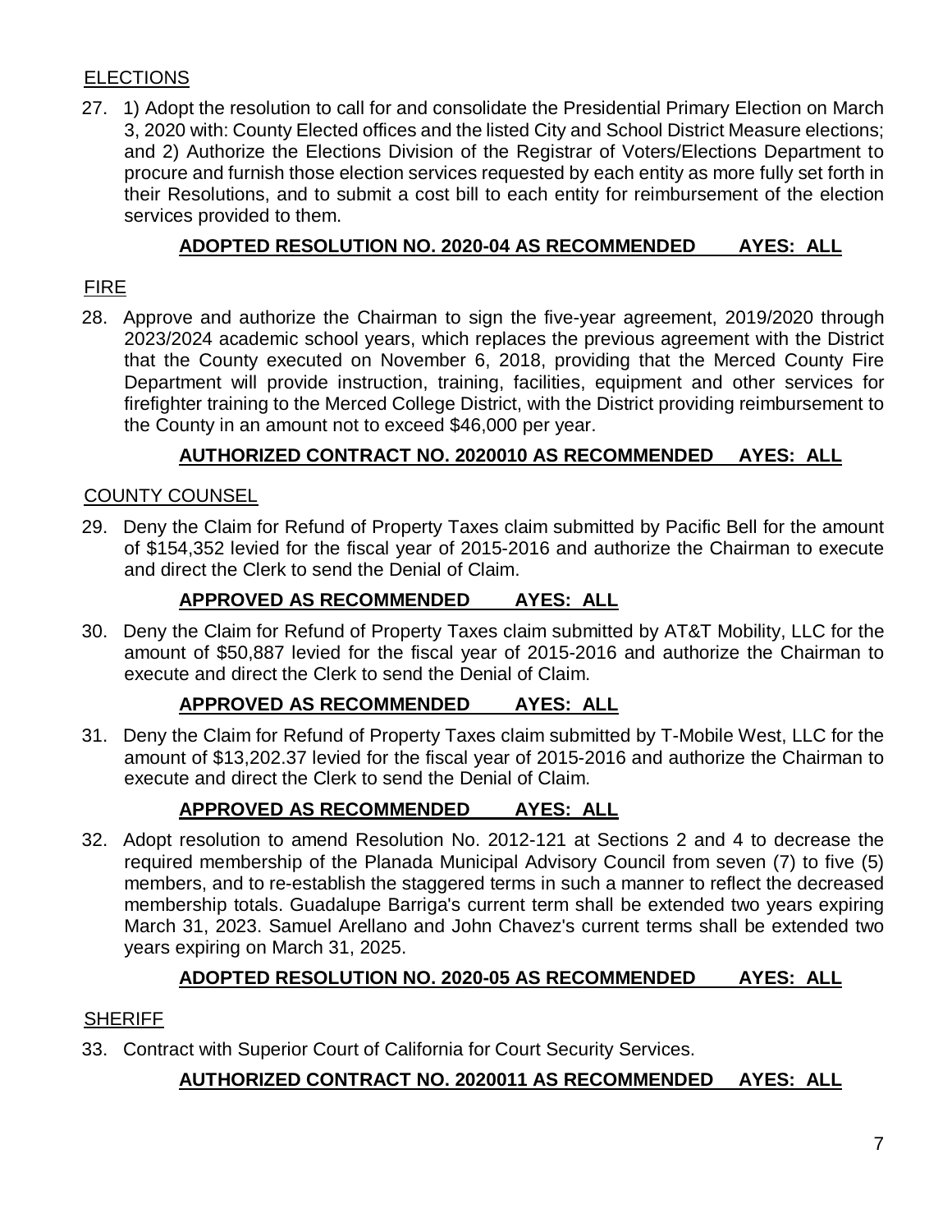## ELECTIONS

27. 1) Adopt the resolution to call for and consolidate the Presidential Primary Election on March 3, 2020 with: County Elected offices and the listed City and School District Measure elections; and 2) Authorize the Elections Division of the Registrar of Voters/Elections Department to procure and furnish those election services requested by each entity as more fully set forth in their Resolutions, and to submit a cost bill to each entity for reimbursement of the election services provided to them.

    **ADOPTED RESOLUTION NO. 2020-04 AS RECOMMENDED AYES: ALL**

## FIRE

28. Approve and authorize the Chairman to sign the five-year agreement, 2019/2020 through 2023/2024 academic school years, which replaces the previous agreement with the District that the County executed on November 6, 2018, providing that the Merced County Fire Department will provide instruction, training, facilities, equipment and other services for firefighter training to the Merced College District, with the District providing reimbursement to the County in an amount not to exceed $46,000 per year.

    **AUTHORIZED CONTRACT NO. 2020010 AS RECOMMENDED AYES: ALL**

## COUNTY COUNSEL

29. Deny the Claim for Refund of Property Taxes claim submitted by Pacific Bell for the amount of $154,352 levied for the fiscal year of 2015-2016 and authorize the Chairman to execute and direct the Clerk to send the Denial of Claim.

    **APPROVED AS RECOMMENDED AYES: ALL**

30. Deny the Claim for Refund of Property Taxes claim submitted by AT&T Mobility, LLC for the amount of $50,887 levied for the fiscal year of 2015-2016 and authorize the Chairman to execute and direct the Clerk to send the Denial of Claim.

    **APPROVED AS RECOMMENDED AYES: ALL**

31. Deny the Claim for Refund of Property Taxes claim submitted by T-Mobile West, LLC for the amount of $13,202.37 levied for the fiscal year of 2015-2016 and authorize the Chairman to execute and direct the Clerk to send the Denial of Claim.

    **APPROVED AS RECOMMENDED AYES: ALL**

32. Adopt resolution to amend Resolution No. 2012-121 at Sections 2 and 4 to decrease the required membership of the Planada Municipal Advisory Council from seven (7) to five (5) members, and to re-establish the staggered terms in such a manner to reflect the decreased membership totals. Guadalupe Barriga's current term shall be extended two years expiring March 31, 2023. Samuel Arellano and John Chavez's current terms shall be extended two years expiring on March 31, 2025.

    **ADOPTED RESOLUTION NO. 2020-05 AS RECOMMENDED AYES: ALL**

## SHERIFF

33. Contract with Superior Court of California for Court Security Services.

    **AUTHORIZED CONTRACT NO. 2020011 AS RECOMMENDED AYES: ALL**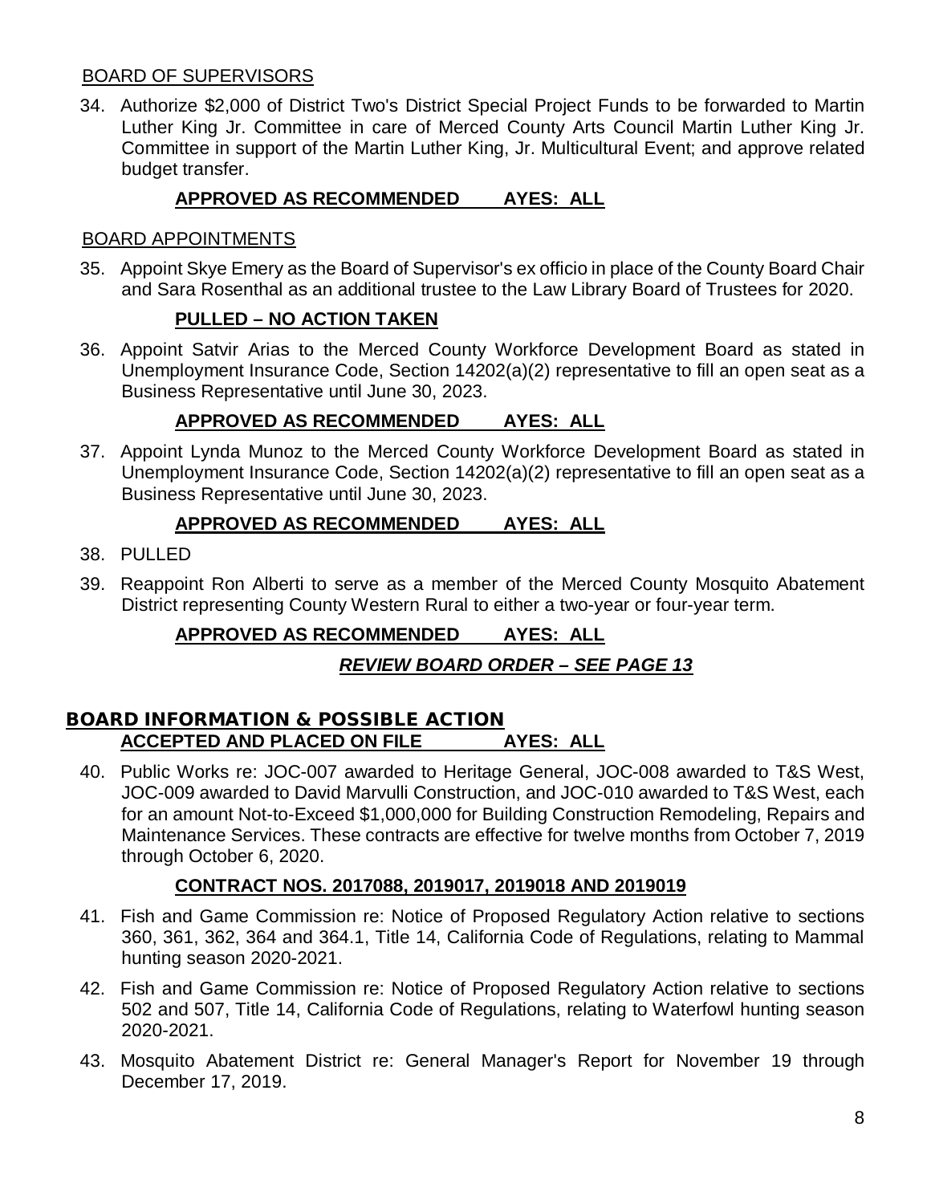BOARD OF SUPERVISORS

34. Authorize $2,000 of District Two's District Special Project Funds to be forwarded to Martin Luther King Jr. Committee in care of Merced County Arts Council Martin Luther King Jr. Committee in support of the Martin Luther King, Jr. Multicultural Event; and approve related budget transfer.

   **APPROVED AS RECOMMENDED AYES: ALL**

BOARD APPOINTMENTS

35. Appoint Skye Emery as the Board of Supervisor's ex officio in place of the County Board Chair and Sara Rosenthal as an additional trustee to the Law Library Board of Trustees for 2020.

   **PULLED – NO ACTION TAKEN**

36. Appoint Satvir Arias to the Merced County Workforce Development Board as stated in Unemployment Insurance Code, Section 14202(a)(2) representative to fill an open seat as a Business Representative until June 30, 2023.

   **APPROVED AS RECOMMENDED AYES: ALL**

37. Appoint Lynda Munoz to the Merced County Workforce Development Board as stated in Unemployment Insurance Code, Section 14202(a)(2) representative to fill an open seat as a Business Representative until June 30, 2023.

   **APPROVED AS RECOMMENDED AYES: ALL**

38. PULLED

39. Reappoint Ron Alberti to serve as a member of the Merced County Mosquito Abatement District representing County Western Rural to either a two-year or four-year term.

   **APPROVED AS RECOMMENDED AYES: ALL**

   ***REVIEW BOARD ORDER – SEE PAGE 13***

## BOARD INFORMATION & POSSIBLE ACTION

**ACCEPTED AND PLACED ON FILE AYES: ALL**

40. Public Works re: JOC-007 awarded to Heritage General, JOC-008 awarded to T&S West, JOC-009 awarded to David Marvulli Construction, and JOC-010 awarded to T&S West, each for an amount Not-to-Exceed $1,000,000 for Building Construction Remodeling, Repairs and Maintenance Services. These contracts are effective for twelve months from October 7, 2019 through October 6, 2020.

   **CONTRACT NOS. 2017088, 2019017, 2019018 AND 2019019**

41. Fish and Game Commission re: Notice of Proposed Regulatory Action relative to sections 360, 361, 362, 364 and 364.1, Title 14, California Code of Regulations, relating to Mammal hunting season 2020-2021.

42. Fish and Game Commission re: Notice of Proposed Regulatory Action relative to sections 502 and 507, Title 14, California Code of Regulations, relating to Waterfowl hunting season 2020-2021.

43. Mosquito Abatement District re: General Manager's Report for November 19 through December 17, 2019.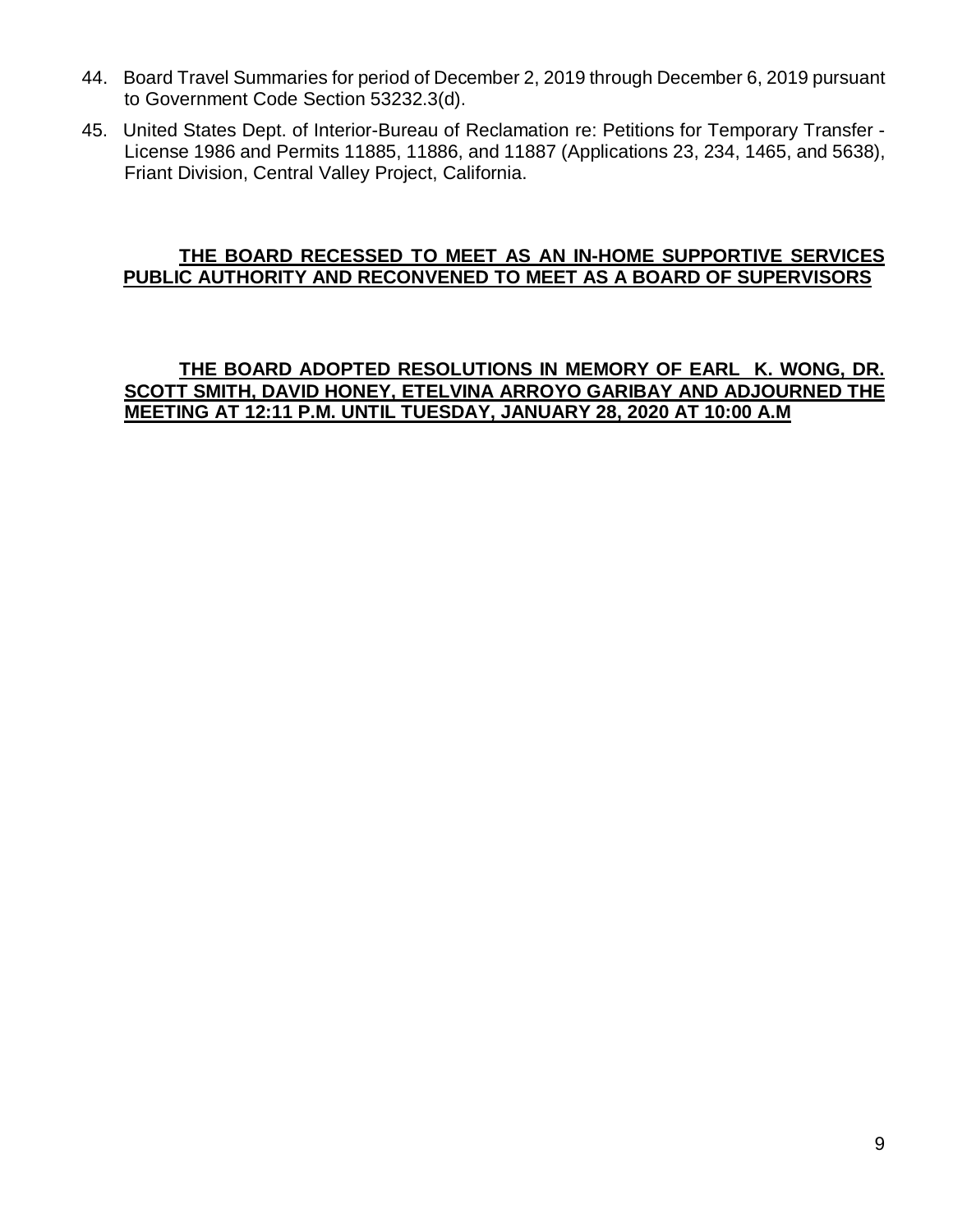44. Board Travel Summaries for period of December 2, 2019 through December 6, 2019 pursuant to Government Code Section 53232.3(d).
45. United States Dept. of Interior-Bureau of Reclamation re: Petitions for Temporary Transfer - License 1986 and Permits 11885, 11886, and 11887 (Applications 23, 234, 1465, and 5638), Friant Division, Central Valley Project, California.

**THE BOARD RECESSED TO MEET AS AN IN-HOME SUPPORTIVE SERVICES PUBLIC AUTHORITY AND RECONVENED TO MEET AS A BOARD OF SUPERVISORS**

**THE BOARD ADOPTED RESOLUTIONS IN MEMORY OF EARL K. WONG, DR. SCOTT SMITH, DAVID HONEY, ETELVINA ARROYO GARIBAY AND ADJOURNED THE MEETING AT 12:11 P.M. UNTIL TUESDAY, JANUARY 28, 2020 AT 10:00 A.M**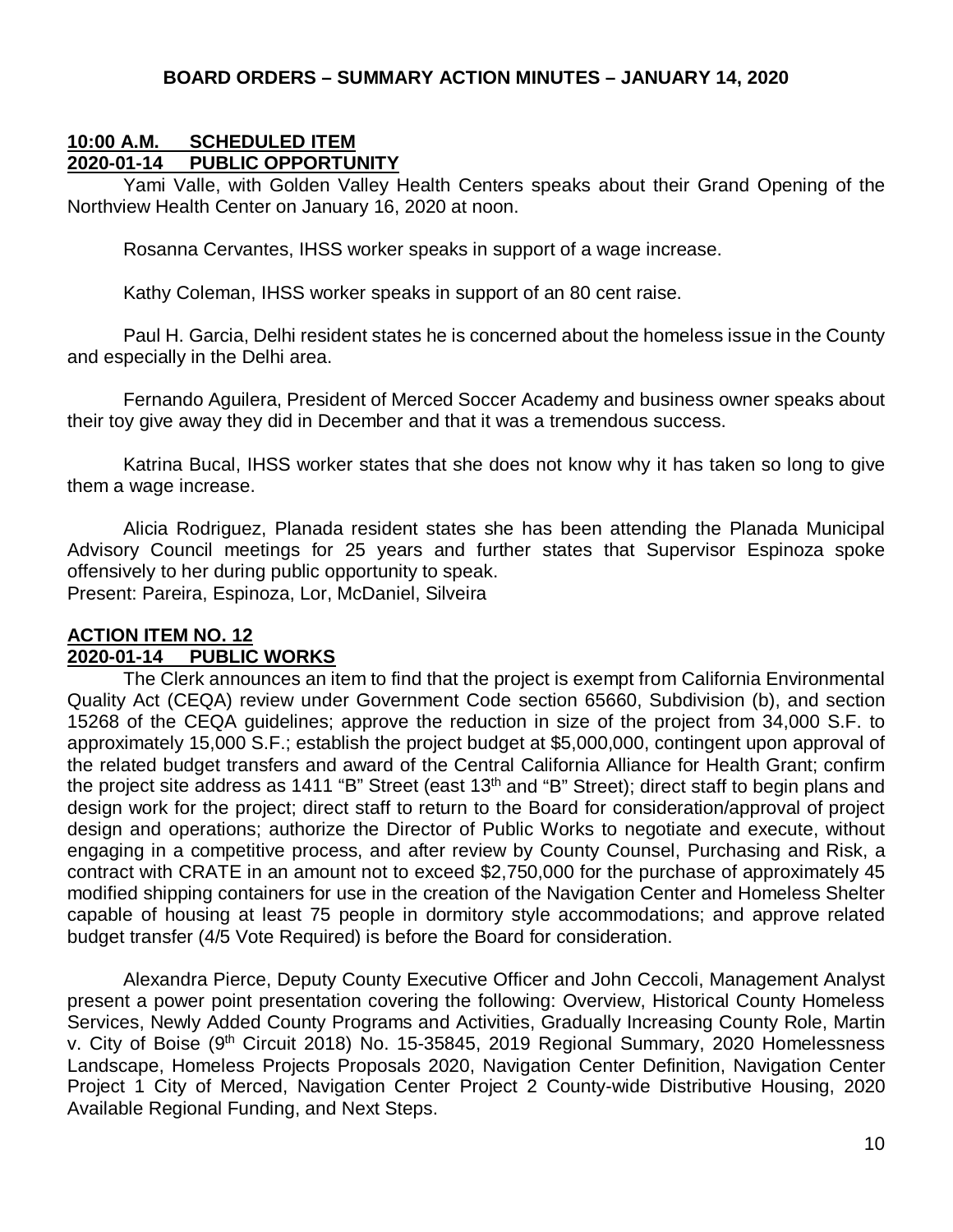**BOARD ORDERS – SUMMARY ACTION MINUTES – JANUARY 14, 2020**

**10:00 A.M. SCHEDULED ITEM**
**2020-01-14 PUBLIC OPPORTUNITY**

Yami Valle, with Golden Valley Health Centers speaks about their Grand Opening of the Northview Health Center on January 16, 2020 at noon.

Rosanna Cervantes, IHSS worker speaks in support of a wage increase.

Kathy Coleman, IHSS worker speaks in support of an 80 cent raise.

Paul H. Garcia, Delhi resident states he is concerned about the homeless issue in the County and especially in the Delhi area.

Fernando Aguilera, President of Merced Soccer Academy and business owner speaks about their toy give away they did in December and that it was a tremendous success.

Katrina Bucal, IHSS worker states that she does not know why it has taken so long to give them a wage increase.

Alicia Rodriguez, Planada resident states she has been attending the Planada Municipal Advisory Council meetings for 25 years and further states that Supervisor Espinoza spoke offensively to her during public opportunity to speak.
Present: Pareira, Espinoza, Lor, McDaniel, Silveira

**ACTION ITEM NO. 12**
**2020-01-14 PUBLIC WORKS**

The Clerk announces an item to find that the project is exempt from California Environmental Quality Act (CEQA) review under Government Code section 65660, Subdivision (b), and section 15268 of the CEQA guidelines; approve the reduction in size of the project from 34,000 S.F. to approximately 15,000 S.F.; establish the project budget at $5,000,000, contingent upon approval of the related budget transfers and award of the Central California Alliance for Health Grant; confirm the project site address as 1411 "B" Street (east 13th and "B" Street); direct staff to begin plans and design work for the project; direct staff to return to the Board for consideration/approval of project design and operations; authorize the Director of Public Works to negotiate and execute, without engaging in a competitive process, and after review by County Counsel, Purchasing and Risk, a contract with CRATE in an amount not to exceed $2,750,000 for the purchase of approximately 45 modified shipping containers for use in the creation of the Navigation Center and Homeless Shelter capable of housing at least 75 people in dormitory style accommodations; and approve related budget transfer (4/5 Vote Required) is before the Board for consideration.

Alexandra Pierce, Deputy County Executive Officer and John Ceccoli, Management Analyst present a power point presentation covering the following: Overview, Historical County Homeless Services, Newly Added County Programs and Activities, Gradually Increasing County Role, Martin v. City of Boise (9th Circuit 2018) No. 15-35845, 2019 Regional Summary, 2020 Homelessness Landscape, Homeless Projects Proposals 2020, Navigation Center Definition, Navigation Center Project 1 City of Merced, Navigation Center Project 2 County-wide Distributive Housing, 2020 Available Regional Funding, and Next Steps.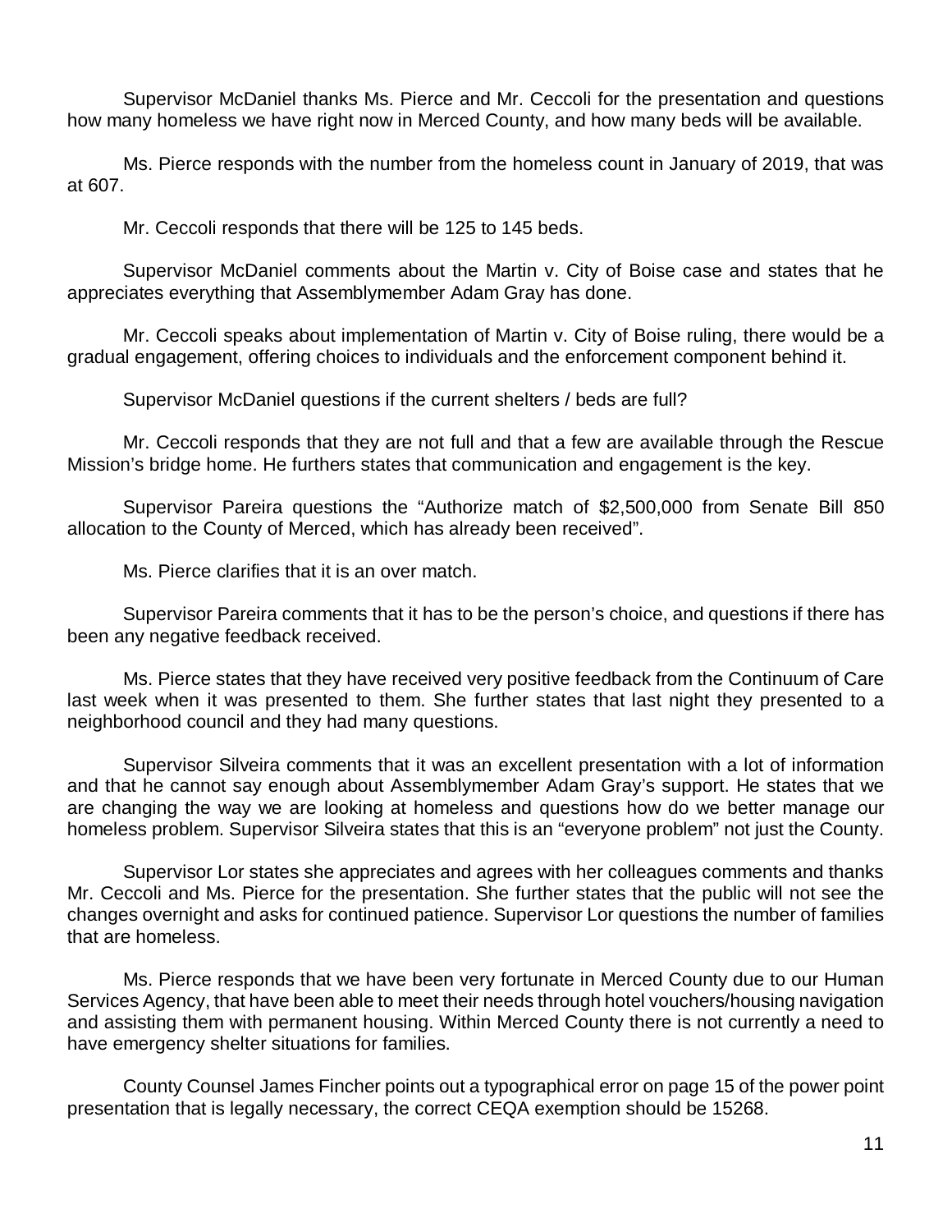Supervisor McDaniel thanks Ms. Pierce and Mr. Ceccoli for the presentation and questions how many homeless we have right now in Merced County, and how many beds will be available.

Ms. Pierce responds with the number from the homeless count in January of 2019, that was at 607.

Mr. Ceccoli responds that there will be 125 to 145 beds.

Supervisor McDaniel comments about the Martin v. City of Boise case and states that he appreciates everything that Assemblymember Adam Gray has done.

Mr. Ceccoli speaks about implementation of Martin v. City of Boise ruling, there would be a gradual engagement, offering choices to individuals and the enforcement component behind it.

Supervisor McDaniel questions if the current shelters / beds are full?

Mr. Ceccoli responds that they are not full and that a few are available through the Rescue Mission's bridge home. He furthers states that communication and engagement is the key.

Supervisor Pareira questions the "Authorize match of $2,500,000 from Senate Bill 850 allocation to the County of Merced, which has already been received".

Ms. Pierce clarifies that it is an over match.

Supervisor Pareira comments that it has to be the person's choice, and questions if there has been any negative feedback received.

Ms. Pierce states that they have received very positive feedback from the Continuum of Care last week when it was presented to them. She further states that last night they presented to a neighborhood council and they had many questions.

Supervisor Silveira comments that it was an excellent presentation with a lot of information and that he cannot say enough about Assemblymember Adam Gray's support. He states that we are changing the way we are looking at homeless and questions how do we better manage our homeless problem. Supervisor Silveira states that this is an "everyone problem" not just the County.

Supervisor Lor states she appreciates and agrees with her colleagues comments and thanks Mr. Ceccoli and Ms. Pierce for the presentation. She further states that the public will not see the changes overnight and asks for continued patience. Supervisor Lor questions the number of families that are homeless.

Ms. Pierce responds that we have been very fortunate in Merced County due to our Human Services Agency, that have been able to meet their needs through hotel vouchers/housing navigation and assisting them with permanent housing. Within Merced County there is not currently a need to have emergency shelter situations for families.

County Counsel James Fincher points out a typographical error on page 15 of the power point presentation that is legally necessary, the correct CEQA exemption should be 15268.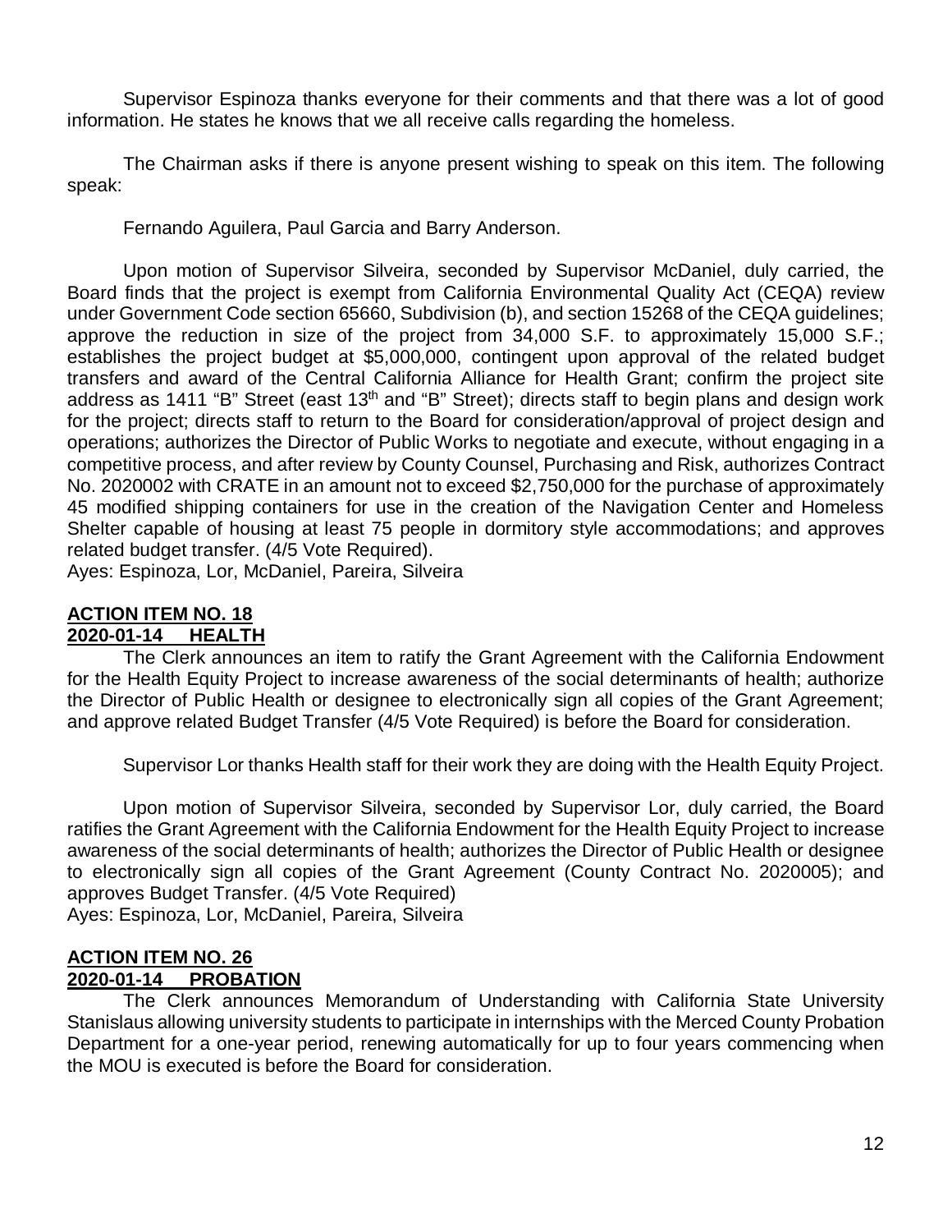Supervisor Espinoza thanks everyone for their comments and that there was a lot of good information. He states he knows that we all receive calls regarding the homeless.

The Chairman asks if there is anyone present wishing to speak on this item. The following speak:

Fernando Aguilera, Paul Garcia and Barry Anderson.

Upon motion of Supervisor Silveira, seconded by Supervisor McDaniel, duly carried, the Board finds that the project is exempt from California Environmental Quality Act (CEQA) review under Government Code section 65660, Subdivision (b), and section 15268 of the CEQA guidelines; approve the reduction in size of the project from 34,000 S.F. to approximately 15,000 S.F.; establishes the project budget at $5,000,000, contingent upon approval of the related budget transfers and award of the Central California Alliance for Health Grant; confirm the project site address as 1411 "B" Street (east 13th and "B" Street); directs staff to begin plans and design work for the project; directs staff to return to the Board for consideration/approval of project design and operations; authorizes the Director of Public Works to negotiate and execute, without engaging in a competitive process, and after review by County Counsel, Purchasing and Risk, authorizes Contract No. 2020002 with CRATE in an amount not to exceed $2,750,000 for the purchase of approximately 45 modified shipping containers for use in the creation of the Navigation Center and Homeless Shelter capable of housing at least 75 people in dormitory style accommodations; and approves related budget transfer. (4/5 Vote Required).
Ayes: Espinoza, Lor, McDaniel, Pareira, Silveira

**ACTION ITEM NO. 18**
**2020-01-14 HEALTH**

The Clerk announces an item to ratify the Grant Agreement with the California Endowment for the Health Equity Project to increase awareness of the social determinants of health; authorize the Director of Public Health or designee to electronically sign all copies of the Grant Agreement; and approve related Budget Transfer (4/5 Vote Required) is before the Board for consideration.

Supervisor Lor thanks Health staff for their work they are doing with the Health Equity Project.

Upon motion of Supervisor Silveira, seconded by Supervisor Lor, duly carried, the Board ratifies the Grant Agreement with the California Endowment for the Health Equity Project to increase awareness of the social determinants of health; authorizes the Director of Public Health or designee to electronically sign all copies of the Grant Agreement (County Contract No. 2020005); and approves Budget Transfer. (4/5 Vote Required)
Ayes: Espinoza, Lor, McDaniel, Pareira, Silveira

**ACTION ITEM NO. 26**
**2020-01-14 PROBATION**

The Clerk announces Memorandum of Understanding with California State University Stanislaus allowing university students to participate in internships with the Merced County Probation Department for a one-year period, renewing automatically for up to four years commencing when the MOU is executed is before the Board for consideration.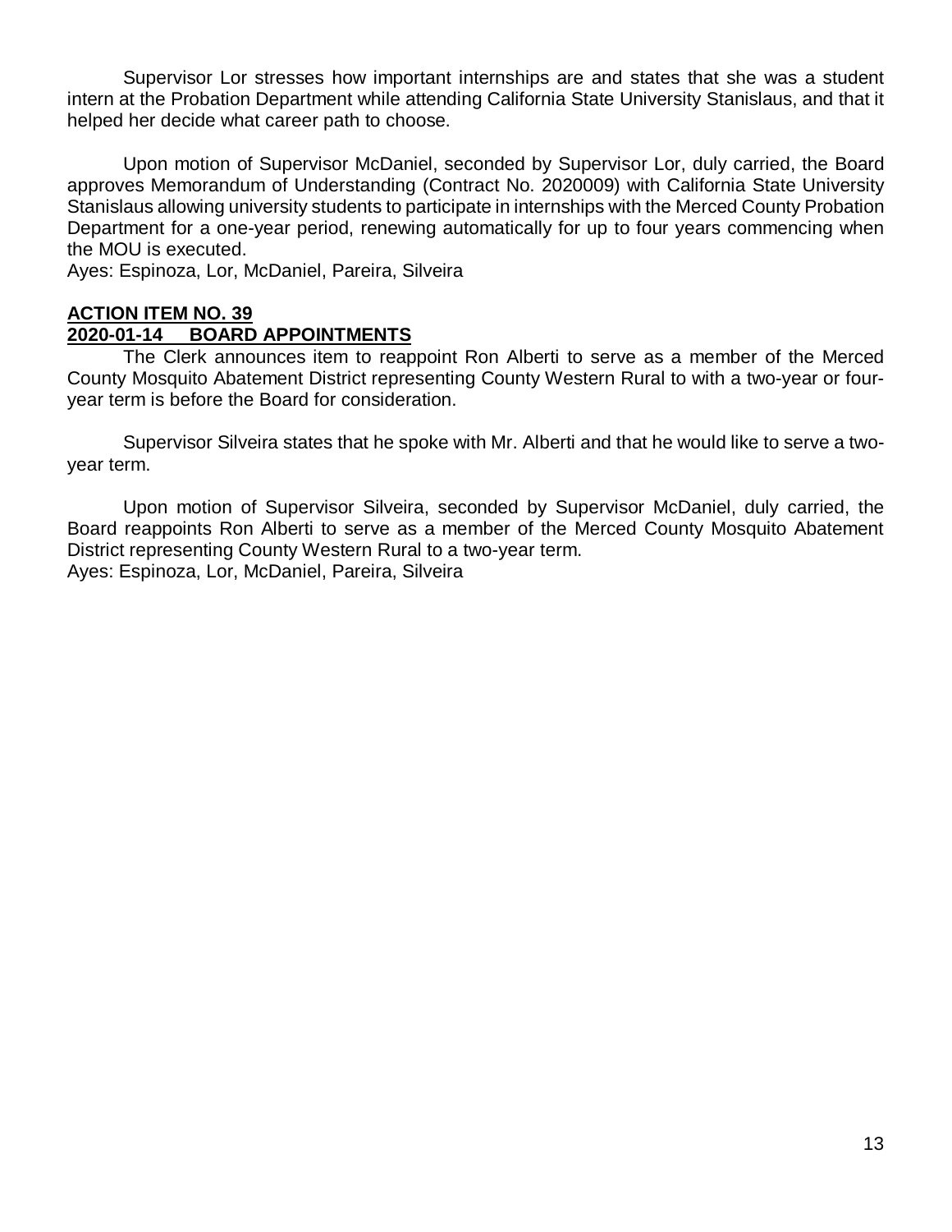Supervisor Lor stresses how important internships are and states that she was a student intern at the Probation Department while attending California State University Stanislaus, and that it helped her decide what career path to choose.

Upon motion of Supervisor McDaniel, seconded by Supervisor Lor, duly carried, the Board approves Memorandum of Understanding (Contract No. 2020009) with California State University Stanislaus allowing university students to participate in internships with the Merced County Probation Department for a one-year period, renewing automatically for up to four years commencing when the MOU is executed.
Ayes: Espinoza, Lor, McDaniel, Pareira, Silveira

**ACTION ITEM NO. 39**
**2020-01-14 BOARD APPOINTMENTS**

The Clerk announces item to reappoint Ron Alberti to serve as a member of the Merced County Mosquito Abatement District representing County Western Rural to with a two-year or four-year term is before the Board for consideration.

Supervisor Silveira states that he spoke with Mr. Alberti and that he would like to serve a two-year term.

Upon motion of Supervisor Silveira, seconded by Supervisor McDaniel, duly carried, the Board reappoints Ron Alberti to serve as a member of the Merced County Mosquito Abatement District representing County Western Rural to a two-year term.
Ayes: Espinoza, Lor, McDaniel, Pareira, Silveira